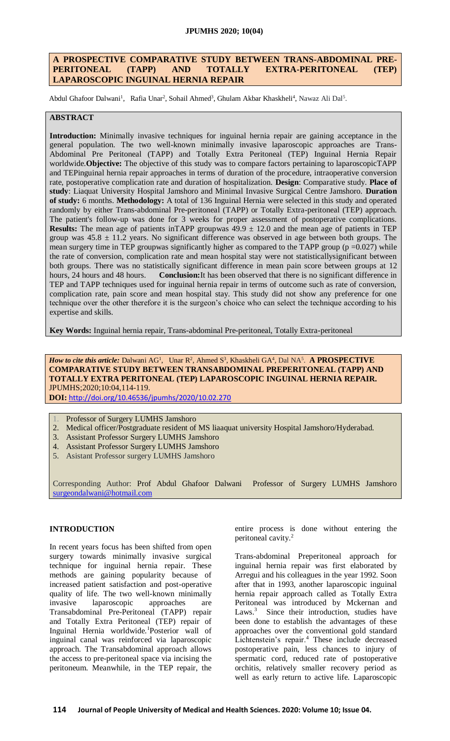# A PROSPECTIVE COMPARATIVE STUDY BETWEEN TRANS-ABDOMINAL PRE-PERITONEAL (TAPP) AND TOTALLY EXTRA-PERITONEAL (TEP) LAPAROSCOPIC INGUINAL HERNIA REPAIR

Abdul Ghafoor Dalwani[1], Rafia Unar[2], Sohail Ahmed[3], Ghulam Akbar Khaskheli[4], Nawaz Ali Dal[5].

## ABSTRACT

**Introduction:** Minimally invasive techniques for inguinal hernia repair are gaining acceptance in the general population. The two well-known minimally invasive laparoscopic approaches are Trans-Abdominal Pre Peritoneal (TAPP) and Totally Extra Peritoneal (TEP) Inguinal Hernia Repair worldwide. **Objective:** The objective of this study was to compare factors pertaining to laparoscopicTAPP and TEPinguinal hernia repair approaches in terms of duration of the procedure, intraoperative conversion rate, postoperative complication rate and duration of hospitalization. **Design**: Comparative study. **Place of study**: Liaquat University Hospital Jamshoro and Minimal Invasive Surgical Centre Jamshoro. **Duration of study:** 6 months. **Methodology:** A total of 136 Inguinal Hernia were selected in this study and operated randomly by either Trans-abdominal Pre-peritoneal (TAPP) or Totally Extra-peritoneal (TEP) approach. The patient's follow-up was done for 3 weeks for proper assessment of postoperative complications. **Results:** The mean age of patients inTAPP groupwas $49.9 \pm 12.0$ and the mean age of patients in TEP group was $45.8 \pm 11.2$ years. No significant difference was observed in age between both groups. The mean surgery time in TEP groupwas significantly higher as compared to the TAPP group ($p = 0.027$) while the rate of conversion, complication rate and mean hospital stay were not statisticallysignificant between both groups. There was no statistically significant difference in mean pain score between groups at 12 hours, 24 hours and 48 hours. **Conclusion:** It has been observed that there is no significant difference in TEP and TAPP techniques used for inguinal hernia repair in terms of outcome such as rate of conversion, complication rate, pain score and mean hospital stay. This study did not show any preference for one technique over the other therefore it is the surgeon's choice who can select the technique according to his expertise and skills.

**Key Words:** Inguinal hernia repair, Trans-abdominal Pre-peritoneal, Totally Extra-peritoneal

***How to cite this article:*** Dalwani AG[1], Unar R[2], Ahmed S[3], Khaskheli GA[4], Dal NA[5]. **A PROSPECTIVE COMPARATIVE STUDY BETWEEN TRANSABDOMINAL PREPERITONEAL (TAPP) AND TOTALLY EXTRA PERITONEAL (TEP) LAPAROSCOPIC INGUINAL HERNIA REPAIR.** JPUMHS;2020;10:04,114-119.
**DOI:** http://doi.org/10.46536/jpumhs/2020/10.02.270

1. Professor of Surgery LUMHS Jamshoro
2. Medical officer/Postgraduate resident of MS liaaquat university Hospital Jamshoro/Hyderabad.
3. Assistant Professor Surgery LUMHS Jamshoro
4. Assistant Professor Surgery LUMHS Jamshoro
5. Asistant Professor surgery LUMHS Jamshoro

Corresponding Author: Prof Abdul Ghafoor Dalwani Professor of Surgery LUMHS Jamshoro surgeondalwani@hotmail.com

## INTRODUCTION

In recent years focus has been shifted from open surgery towards minimally invasive surgical technique for inguinal hernia repair. These methods are gaining popularity because of increased patient satisfaction and post-operative quality of life. The two well-known minimally invasive laparoscopic approaches are Transabdominal Pre-Peritoneal (TAPP) repair and Totally Extra Peritoneal (TEP) repair of Inguinal Hernia worldwide.[1] Posterior wall of inguinal canal was reinforced via laparoscopic approach. The Transabdominal approach allows the access to pre-peritoneal space via incising the peritoneum. Meanwhile, in the TEP repair, the entire process is done without entering the peritoneal cavity.[2]

Trans-abdominal Preperitoneal approach for inguinal hernia repair was first elaborated by Arregui and his colleagues in the year 1992. Soon after that in 1993, another laparoscopic inguinal hernia repair approach called as Totally Extra Peritoneal was introduced by Mckernan and Laws.[3] Since their introduction, studies have been done to establish the advantages of these approaches over the conventional gold standard Lichtenstein's repair.[4] These include decreased postoperative pain, less chances to injury of spermatic cord, reduced rate of postoperative orchitis, relatively smaller recovery period as well as early return to active life. Laparoscopic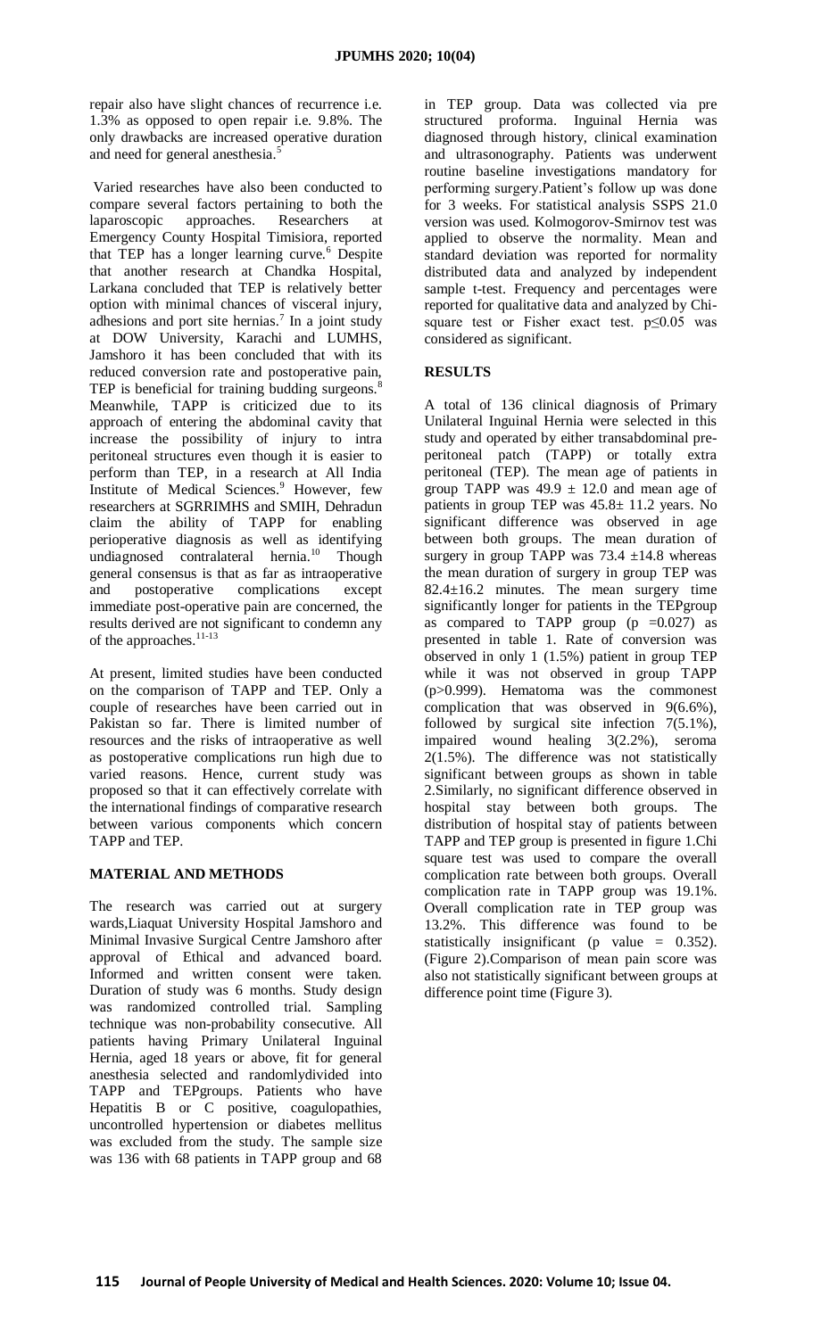repair also have slight chances of recurrence i.e. 1.3% as opposed to open repair i.e. 9.8%. The only drawbacks are increased operative duration and need for general anesthesia.[5]

Varied researches have also been conducted to compare several factors pertaining to both the laparoscopic approaches. Researchers at Emergency County Hospital Timisiora, reported that TEP has a longer learning curve.[6] Despite that another research at Chandka Hospital, Larkana concluded that TEP is relatively better option with minimal chances of visceral injury, adhesions and port site hernias.[7] In a joint study at DOW University, Karachi and LUMHS, Jamshoro it has been concluded that with its reduced conversion rate and postoperative pain, TEP is beneficial for training budding surgeons.[8] Meanwhile, TAPP is criticized due to its approach of entering the abdominal cavity that increase the possibility of injury to intra peritoneal structures even though it is easier to perform than TEP, in a research at All India Institute of Medical Sciences.[9] However, few researchers at SGRRIMHS and SMIH, Dehradun claim the ability of TAPP for enabling perioperative diagnosis as well as identifying undiagnosed contralateral hernia.[10] Though general consensus is that as far as intraoperative and postoperative complications except immediate post-operative pain are concerned, the results derived are not significant to condemn any of the approaches.[11-13]

At present, limited studies have been conducted on the comparison of TAPP and TEP. Only a couple of researches have been carried out in Pakistan so far. There is limited number of resources and the risks of intraoperative as well as postoperative complications run high due to varied reasons. Hence, current study was proposed so that it can effectively correlate with the international findings of comparative research between various components which concern TAPP and TEP.

## MATERIAL AND METHODS

The research was carried out at surgery wards,Liaquat University Hospital Jamshoro and Minimal Invasive Surgical Centre Jamshoro after approval of Ethical and advanced board. Informed and written consent were taken. Duration of study was 6 months. Study design was randomized controlled trial. Sampling technique was non-probability consecutive. All patients having Primary Unilateral Inguinal Hernia, aged 18 years or above, fit for general anesthesia selected and randomlydivided into TAPP and TEPgroups. Patients who have Hepatitis B or C positive, coagulopathies, uncontrolled hypertension or diabetes mellitus was excluded from the study. The sample size was 136 with 68 patients in TAPP group and 68 in TEP group. Data was collected via pre structured proforma. Inguinal Hernia was diagnosed through history, clinical examination and ultrasonography. Patients was underwent routine baseline investigations mandatory for performing surgery.Patient's follow up was done for 3 weeks. For statistical analysis SSPS 21.0 version was used. Kolmogorov-Smirnov test was applied to observe the normality. Mean and standard deviation was reported for normality distributed data and analyzed by independent sample t-test. Frequency and percentages were reported for qualitative data and analyzed by Chi-square test or Fisher exact test. $p \leq 0.05$ was considered as significant.

## RESULTS

A total of 136 clinical diagnosis of Primary Unilateral Inguinal Hernia were selected in this study and operated by either transabdominal pre-peritoneal patch (TAPP) or totally extra peritoneal (TEP). The mean age of patients in group TAPP was $49.9 \pm 12.0$ and mean age of patients in group TEP was $45.8 \pm 11.2$ years. No significant difference was observed in age between both groups. The mean duration of surgery in group TAPP was $73.4 \pm 14.8$ whereas the mean duration of surgery in group TEP was $82.4 \pm 16.2$ minutes. The mean surgery time significantly longer for patients in the TEPgroup as compared to TAPP group ($p = 0.027$) as presented in table 1. Rate of conversion was observed in only 1 (1.5%) patient in group TEP while it was not observed in group TAPP ($p > 0.999$). Hematoma was the commonest complication that was observed in 9(6.6%), followed by surgical site infection 7(5.1%), impaired wound healing 3(2.2%), seroma 2(1.5%). The difference was not statistically significant between groups as shown in table 2.Similarly, no significant difference observed in hospital stay between both groups. The distribution of hospital stay of patients between TAPP and TEP group is presented in figure 1.Chi square test was used to compare the overall complication rate between both groups. Overall complication rate in TAPP group was 19.1%. Overall complication rate in TEP group was 13.2%. This difference was found to be statistically insignificant (p value = 0.352). (Figure 2).Comparison of mean pain score was also not statistically significant between groups at difference point time (Figure 3).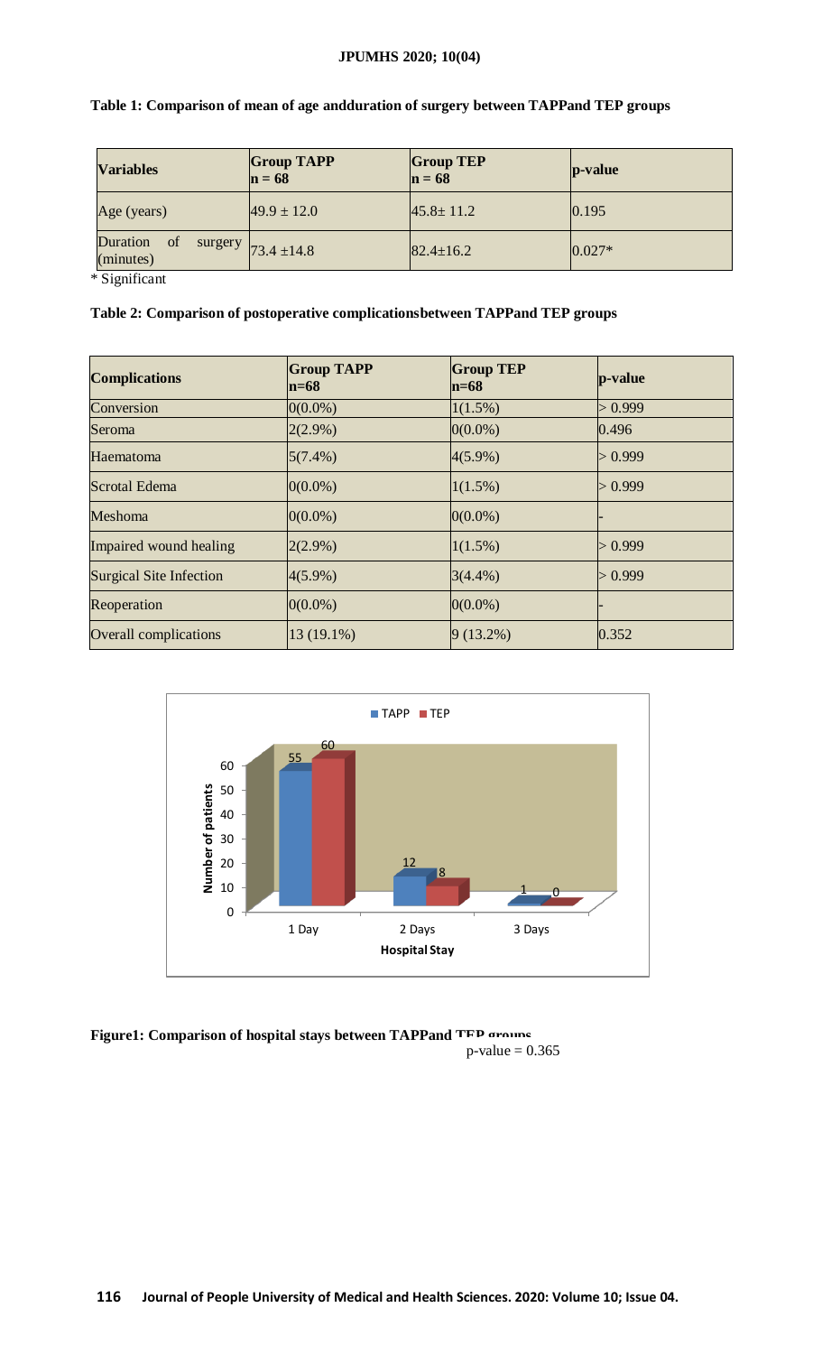**Table 1: Comparison of mean of age andduration of surgery between TAPPand TEP groups**

| Variables | Group TAPP n = 68 | Group TEP n = 68 | p-value |
|---|---|---|---|
| Age (years) | 49.9 ± 12.0 | 45.8± 11.2 | 0.195 |
| Duration of surgery (minutes) | 73.4 ±14.8 | 82.4±16.2 | 0.027* |

* Significant

**Table 2: Comparison of postoperative complicationsbetween TAPPand TEP groups**

| Complications | Group TAPP n=68 | Group TEP n=68 | p-value |
|---|---|---|---|
| Conversion | 0(0.0%) | 1(1.5%) | > 0.999 |
| Seroma | 2(2.9%) | 0(0.0%) | 0.496 |
| Haematoma | 5(7.4%) | 4(5.9%) | > 0.999 |
| Scrotal Edema | 0(0.0%) | 1(1.5%) | > 0.999 |
| Meshoma | 0(0.0%) | 0(0.0%) | - |
| Impaired wound healing | 2(2.9%) | 1(1.5%) | > 0.999 |
| Surgical Site Infection | 4(5.9%) | 3(4.4%) | > 0.999 |
| Reoperation | 0(0.0%) | 0(0.0%) | - |
| Overall complications | 13 (19.1%) | 9 (13.2%) | 0.352 |

**Figure1: Comparison of hospital stays between TAPPand TEP groups**

p-value = 0.365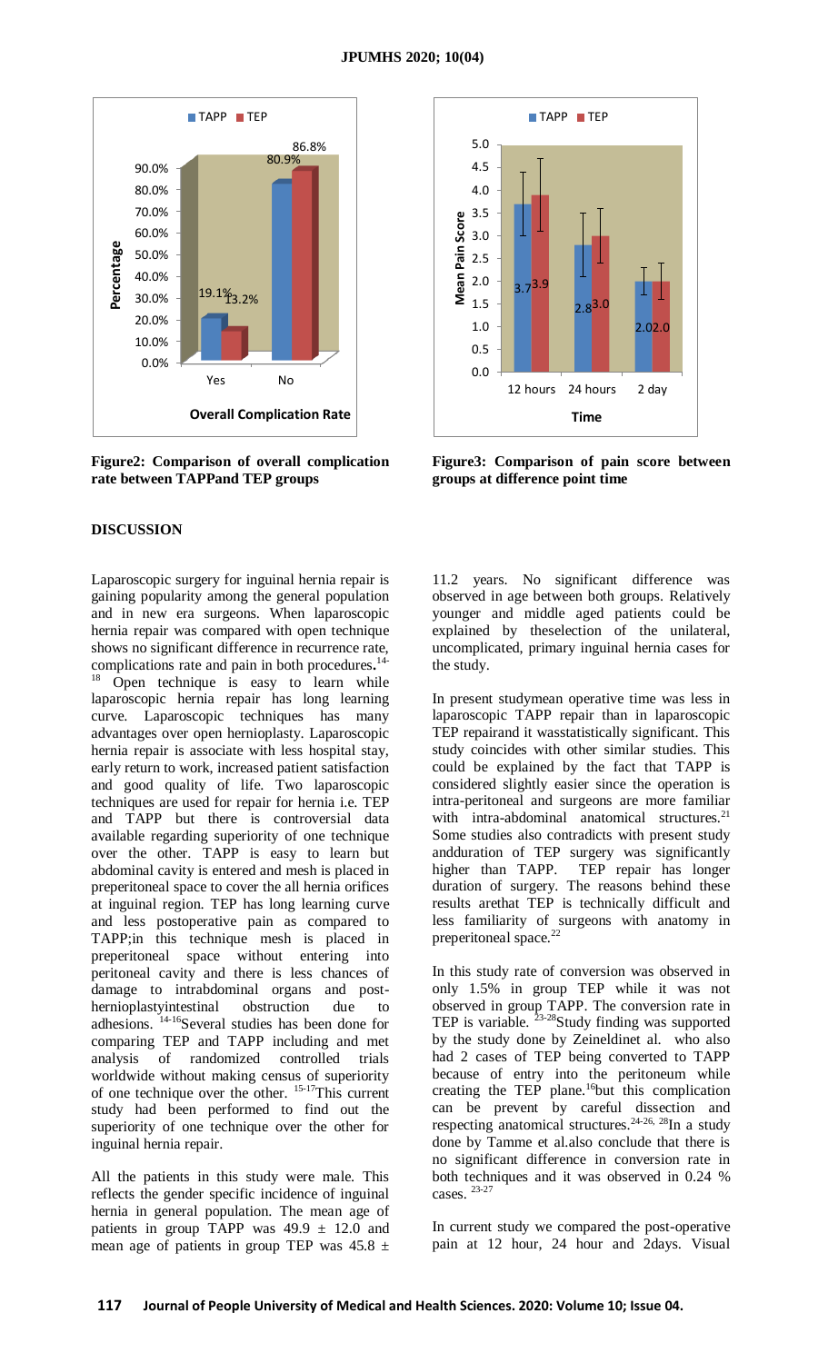**Figure2: Comparison of overall complication rate between TAPPand TEP groups**

**Figure3: Comparison of pain score between groups at difference point time**

## DISCUSSION

Laparoscopic surgery for inguinal hernia repair is gaining popularity among the general population and in new era surgeons. When laparoscopic hernia repair was compared with open technique shows no significant difference in recurrence rate, complications rate and pain in both procedures.[14-18] Open technique is easy to learn while laparoscopic hernia repair has long learning curve. Laparoscopic techniques has many advantages over open hernioplasty. Laparoscopic hernia repair is associate with less hospital stay, early return to work, increased patient satisfaction and good quality of life. Two laparoscopic techniques are used for repair for hernia i.e. TEP and TAPP but there is controversial data available regarding superiority of one technique over the other. TAPP is easy to learn but abdominal cavity is entered and mesh is placed in preperitoneal space to cover the all hernia orifices at inguinal region. TEP has long learning curve and less postoperative pain as compared to TAPP;in this technique mesh is placed in preperitoneal space without entering into peritoneal cavity and there is less chances of damage to intrabdominal organs and post-hernioplastyintestinal obstruction due to adhesions. [14-16]Several studies has been done for comparing TEP and TAPP including and met analysis of randomized controlled trials worldwide without making census of superiority of one technique over the other. [15-17]This current study had been performed to find out the superiority of one technique over the other for inguinal hernia repair.

All the patients in this study were male. This reflects the gender specific incidence of inguinal hernia in general population. The mean age of patients in group TAPP was 49.9 ± 12.0 and mean age of patients in group TEP was 45.8 ± 11.2 years. No significant difference was observed in age between both groups. Relatively younger and middle aged patients could be explained by theselection of the unilateral, uncomplicated, primary inguinal hernia cases for the study.

In present studymean operative time was less in laparoscopic TAPP repair than in laparoscopic TEP repairand it wasstatistically significant. This study coincides with other similar studies. This could be explained by the fact that TAPP is considered slightly easier since the operation is intra-peritoneal and surgeons are more familiar with intra-abdominal anatomical structures.[21] Some studies also contradicts with present study andduration of TEP surgery was significantly higher than TAPP. TEP repair has longer duration of surgery. The reasons behind these results arethat TEP is technically difficult and less familiarity of surgeons with anatomy in preperitoneal space.[22]

In this study rate of conversion was observed in only 1.5% in group TEP while it was not observed in group TAPP. The conversion rate in TEP is variable. [23-28]Study finding was supported by the study done by Zeineldinet al. who also had 2 cases of TEP being converted to TAPP because of entry into the peritoneum while creating the TEP plane.[16]but this complication can be prevent by careful dissection and respecting anatomical structures.[24-26, 28]In a study done by Tamme et al.also conclude that there is no significant difference in conversion rate in both techniques and it was observed in 0.24 % cases. [23-27]

In current study we compared the post-operative pain at 12 hour, 24 hour and 2days. Visual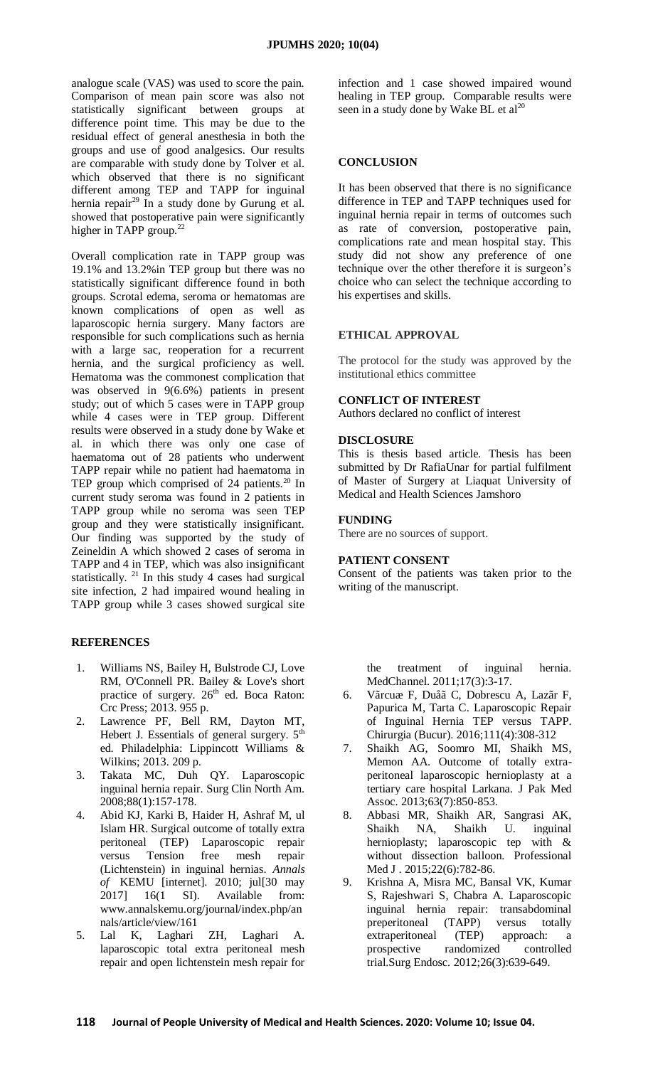analogue scale (VAS) was used to score the pain. Comparison of mean pain score was also not statistically significant between groups at difference point time. This may be due to the residual effect of general anesthesia in both the groups and use of good analgesics. Our results are comparable with study done by Tolver et al. which observed that there is no significant different among TEP and TAPP for inguinal hernia repair[29] In a study done by Gurung et al. showed that postoperative pain were significantly higher in TAPP group.[22]

Overall complication rate in TAPP group was 19.1% and 13.2%in TEP group but there was no statistically significant difference found in both groups. Scrotal edema, seroma or hematomas are known complications of open as well as laparoscopic hernia surgery. Many factors are responsible for such complications such as hernia with a large sac, reoperation for a recurrent hernia, and the surgical proficiency as well. Hematoma was the commonest complication that was observed in 9(6.6%) patients in present study; out of which 5 cases were in TAPP group while 4 cases were in TEP group. Different results were observed in a study done by Wake et al. in which there was only one case of haematoma out of 28 patients who underwent TAPP repair while no patient had haematoma in TEP group which comprised of 24 patients.[20] In current study seroma was found in 2 patients in TAPP group while no seroma was seen TEP group and they were statistically insignificant. Our finding was supported by the study of Zeineldin A which showed 2 cases of seroma in TAPP and 4 in TEP, which was also insignificant statistically. [21] In this study 4 cases had surgical site infection, 2 had impaired wound healing in TAPP group while 3 cases showed surgical site infection and 1 case showed impaired wound healing in TEP group. Comparable results were seen in a study done by Wake BL et al[20]

## CONCLUSION

It has been observed that there is no significance difference in TEP and TAPP techniques used for inguinal hernia repair in terms of outcomes such as rate of conversion, postoperative pain, complications rate and mean hospital stay. This study did not show any preference of one technique over the other therefore it is surgeon's choice who can select the technique according to his expertises and skills.

## ETHICAL APPROVAL

The protocol for the study was approved by the institutional ethics committee

## CONFLICT OF INTEREST

Authors declared no conflict of interest

## DISCLOSURE

This is thesis based article. Thesis has been submitted by Dr RafiaUnar for partial fulfilment of Master of Surgery at Liaquat University of Medical and Health Sciences Jamshoro

## FUNDING

There are no sources of support.

## PATIENT CONSENT

Consent of the patients was taken prior to the writing of the manuscript.

## REFERENCES

1. Williams NS, Bailey H, Bulstrode CJ, Love RM, O'Connell PR. Bailey & Love's short practice of surgery. 26th ed. Boca Raton: Crc Press; 2013. 955 p.
2. Lawrence PF, Bell RM, Dayton MT, Hebert J. Essentials of general surgery. 5th ed. Philadelphia: Lippincott Williams & Wilkins; 2013. 209 p.
3. Takata MC, Duh QY. Laparoscopic inguinal hernia repair. Surg Clin North Am. 2008;88(1):157-178.
4. Abid KJ, Karki B, Haider H, Ashraf M, ul Islam HR. Surgical outcome of totally extra peritoneal (TEP) Laparoscopic repair versus Tension free mesh repair (Lichtenstein) in inguinal hernias. *Annals of* KEMU [internet]. 2010; jul[30 may 2017] 16(1 SI). Available from: www.annalskemu.org/journal/index.php/annals/article/view/161
5. Lal K, Laghari ZH, Laghari A. laparoscopic total extra peritoneal mesh repair and open lichtenstein mesh repair for the treatment of inguinal hernia. MedChannel. 2011;17(3):3-17.
6. Vãrcuæ F, Duåã C, Dobrescu A, Lazãr F, Papurica M, Tarta C. Laparoscopic Repair of Inguinal Hernia TEP versus TAPP. Chirurgia (Bucur). 2016;111(4):308-312
7. Shaikh AG, Soomro MI, Shaikh MS, Memon AA. Outcome of totally extra-peritoneal laparoscopic hernioplasty at a tertiary care hospital Larkana. J Pak Med Assoc. 2013;63(7):850-853.
8. Abbasi MR, Shaikh AR, Sangrasi AK, Shaikh NA, Shaikh U. inguinal hernioplasty; laparoscopic tep with & without dissection balloon. Professional Med J . 2015;22(6):782-86.
9. Krishna A, Misra MC, Bansal VK, Kumar S, Rajeshwari S, Chabra A. Laparoscopic inguinal hernia repair: transabdominal preperitoneal (TAPP) versus totally extraperitoneal (TEP) approach: a prospective randomized controlled trial.Surg Endosc. 2012;26(3):639-649.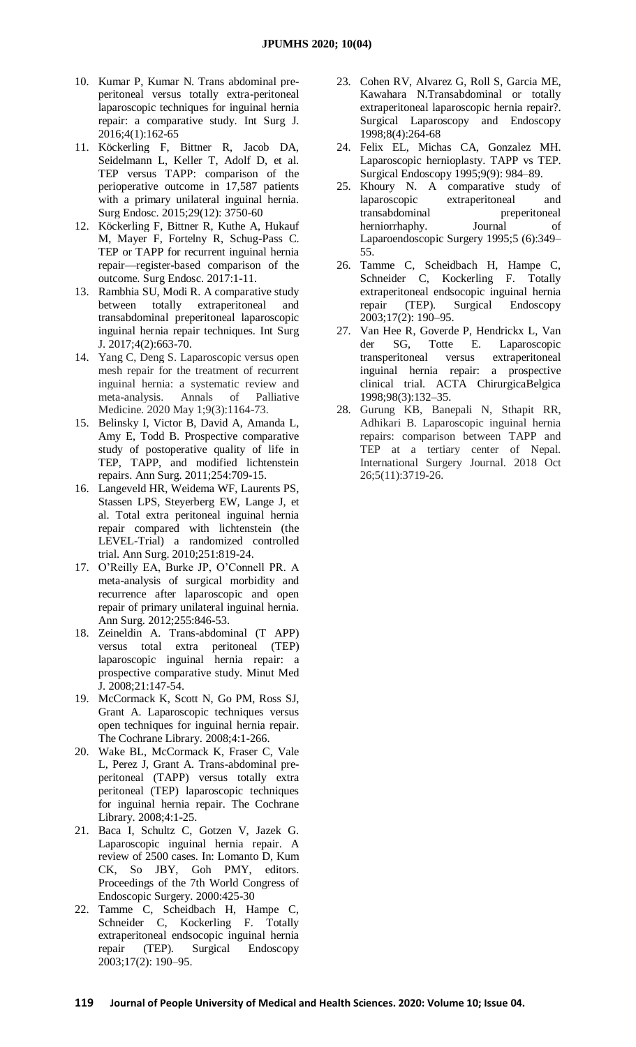10. Kumar P, Kumar N. Trans abdominal pre-peritoneal versus totally extra-peritoneal laparoscopic techniques for inguinal hernia repair: a comparative study. Int Surg J. 2016;4(1):162-65
11. Köckerling F, Bittner R, Jacob DA, Seidelmann L, Keller T, Adolf D, et al. TEP versus TAPP: comparison of the perioperative outcome in 17,587 patients with a primary unilateral inguinal hernia. Surg Endosc. 2015;29(12): 3750-60
12. Köckerling F, Bittner R, Kuthe A, Hukauf M, Mayer F, Fortelny R, Schug-Pass C. TEP or TAPP for recurrent inguinal hernia repair—register-based comparison of the outcome. Surg Endosc. 2017:1-11.
13. Rambhia SU, Modi R. A comparative study between totally extraperitoneal and transabdominal preperitoneal laparoscopic inguinal hernia repair techniques. Int Surg J. 2017;4(2):663-70.
14. Yang C, Deng S. Laparoscopic versus open mesh repair for the treatment of recurrent inguinal hernia: a systematic review and meta-analysis. Annals of Palliative Medicine. 2020 May 1;9(3):1164-73.
15. Belinsky I, Victor B, David A, Amanda L, Amy E, Todd B. Prospective comparative study of postoperative quality of life in TEP, TAPP, and modified lichtenstein repairs. Ann Surg. 2011;254:709-15.
16. Langeveld HR, Weidema WF, Laurents PS, Stassen LPS, Steyerberg EW, Lange J, et al. Total extra peritoneal inguinal hernia repair compared with lichtenstein (the LEVEL-Trial) a randomized controlled trial. Ann Surg. 2010;251:819-24.
17. O'Reilly EA, Burke JP, O'Connell PR. A meta-analysis of surgical morbidity and recurrence after laparoscopic and open repair of primary unilateral inguinal hernia. Ann Surg. 2012;255:846-53.
18. Zeineldin A. Trans-abdominal (T APP) versus total extra peritoneal (TEP) laparoscopic inguinal hernia repair: a prospective comparative study. Minut Med J. 2008;21:147-54.
19. McCormack K, Scott N, Go PM, Ross SJ, Grant A. Laparoscopic techniques versus open techniques for inguinal hernia repair. The Cochrane Library. 2008;4:1-266.
20. Wake BL, McCormack K, Fraser C, Vale L, Perez J, Grant A. Trans-abdominal pre-peritoneal (TAPP) versus totally extra peritoneal (TEP) laparoscopic techniques for inguinal hernia repair. The Cochrane Library. 2008;4:1-25.
21. Baca I, Schultz C, Gotzen V, Jazek G. Laparoscopic inguinal hernia repair. A review of 2500 cases. In: Lomanto D, Kum CK, So JBY, Goh PMY, editors. Proceedings of the 7th World Congress of Endoscopic Surgery. 2000:425-30
22. Tamme C, Scheidbach H, Hampe C, Schneider C, Kockerling F. Totally extraperitoneal endsocopic inguinal hernia repair (TEP). Surgical Endoscopy 2003;17(2): 190–95.
23. Cohen RV, Alvarez G, Roll S, Garcia ME, Kawahara N.Transabdominal or totally extraperitoneal laparoscopic hernia repair?. Surgical Laparoscopy and Endoscopy 1998;8(4):264-68
24. Felix EL, Michas CA, Gonzalez MH. Laparoscopic hernioplasty. TAPP vs TEP. Surgical Endoscopy 1995;9(9): 984–89.
25. Khoury N. A comparative study of laparoscopic extraperitoneal and transabdominal preperitoneal herniorrhaphy. Journal of Laparoendoscopic Surgery 1995;5 (6):349–55.
26. Tamme C, Scheidbach H, Hampe C, Schneider C, Kockerling F. Totally extraperitoneal endsocopic inguinal hernia repair (TEP). Surgical Endoscopy 2003;17(2): 190–95.
27. Van Hee R, Goverde P, Hendrickx L, Van der SG, Totte E. Laparoscopic transperitoneal versus extraperitoneal inguinal hernia repair: a prospective clinical trial. ACTA ChirurgicaBelgica 1998;98(3):132–35.
28. Gurung KB, Banepali N, Sthapit RR, Adhikari B. Laparoscopic inguinal hernia repairs: comparison between TAPP and TEP at a tertiary center of Nepal. International Surgery Journal. 2018 Oct 26;5(11):3719-26.